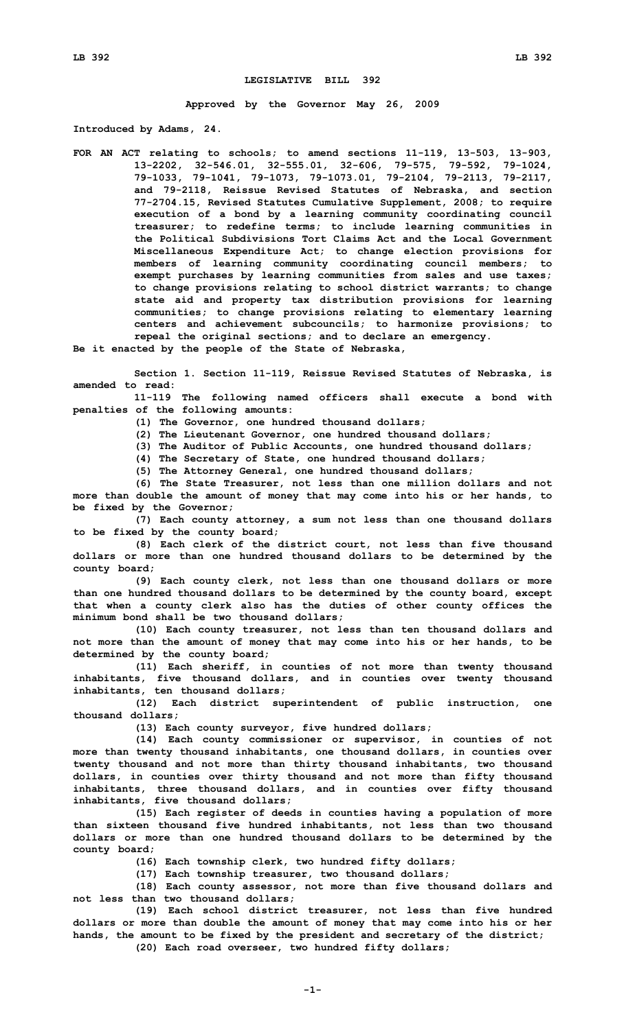# LEGISLATIVE BILL 392

**Approved by the Governor May 26, 2009**

**Introduced by Adams, 24.**

**FOR AN ACT relating to schools; to amend sections 11-119, 13-503, 13-903, 13-2202, 32-546.01, 32-555.01, 32-606, 79-575, 79-592, 79-1024, 79-1033, 79-1041, 79-1073, 79-1073.01, 79-2104, 79-2113, 79-2117, and 79-2118, Reissue Revised Statutes of Nebraska, and section 77-2704.15, Revised Statutes Cumulative Supplement, 2008; to require execution of a bond by a learning community coordinating council treasurer; to redefine terms; to include learning communities in the Political Subdivisions Tort Claims Act and the Local Government Miscellaneous Expenditure Act; to change election provisions for members of learning community coordinating council members; to exempt purchases by learning communities from sales and use taxes; to change provisions relating to school district warrants; to change state aid and property tax distribution provisions for learning communities; to change provisions relating to elementary learning centers and achievement subcouncils; to harmonize provisions; to repeal the original sections; and to declare an emergency.**

**Be it enacted by the people of the State of Nebraska,**

**Section 1. Section 11-119, Reissue Revised Statutes of Nebraska, is amended to read:**

**11-119 The following named officers shall execute a bond with penalties of the following amounts:**

**(1) The Governor, one hundred thousand dollars;**

**(2) The Lieutenant Governor, one hundred thousand dollars;**

**(3) The Auditor of Public Accounts, one hundred thousand dollars;**

**(4) The Secretary of State, one hundred thousand dollars;**

**(5) The Attorney General, one hundred thousand dollars;**

**(6) The State Treasurer, not less than one million dollars and not more than double the amount of money that may come into his or her hands, to be fixed by the Governor;**

**(7) Each county attorney, a sum not less than one thousand dollars to be fixed by the county board;**

**(8) Each clerk of the district court, not less than five thousand dollars or more than one hundred thousand dollars to be determined by the county board;**

**(9) Each county clerk, not less than one thousand dollars or more than one hundred thousand dollars to be determined by the county board, except that when a county clerk also has the duties of other county offices the minimum bond shall be two thousand dollars;**

**(10) Each county treasurer, not less than ten thousand dollars and not more than the amount of money that may come into his or her hands, to be determined by the county board;**

**(11) Each sheriff, in counties of not more than twenty thousand inhabitants, five thousand dollars, and in counties over twenty thousand inhabitants, ten thousand dollars;**

**(12) Each district superintendent of public instruction, one thousand dollars;**

**(13) Each county surveyor, five hundred dollars;**

**(14) Each county commissioner or supervisor, in counties of not more than twenty thousand inhabitants, one thousand dollars, in counties over twenty thousand and not more than thirty thousand inhabitants, two thousand dollars, in counties over thirty thousand and not more than fifty thousand inhabitants, three thousand dollars, and in counties over fifty thousand inhabitants, five thousand dollars;**

**(15) Each register of deeds in counties having a population of more than sixteen thousand five hundred inhabitants, not less than two thousand dollars or more than one hundred thousand dollars to be determined by the county board;**

**(16) Each township clerk, two hundred fifty dollars;**

**(17) Each township treasurer, two thousand dollars;**

**(18) Each county assessor, not more than five thousand dollars and not less than two thousand dollars;**

**(19) Each school district treasurer, not less than five hundred dollars or more than double the amount of money that may come into his or her hands, the amount to be fixed by the president and secretary of the district;**

**(20) Each road overseer, two hundred fifty dollars;**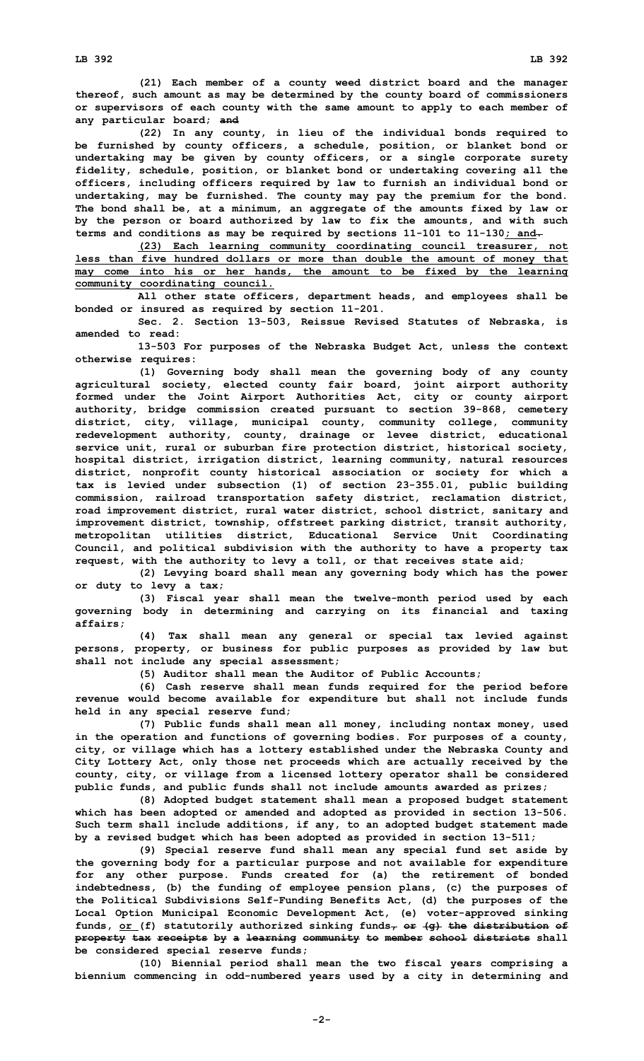(21) Each member of a county weed district board and the manager thereof, such amount as may be determined by the county board of commissioners or supervisors of each county with the same amount to apply to each member of any particular board; ~~and~~

(22) In any county, in lieu of the individual bonds required to be furnished by county officers, a schedule, position, or blanket bond or undertaking may be given by county officers, or a single corporate surety fidelity, schedule, position, or blanket bond or undertaking covering all the officers, including officers required by law to furnish an individual bond or undertaking, may be furnished. The county may pay the premium for the bond. The bond shall be, at a minimum, an aggregate of the amounts fixed by law or by the person or board authorized by law to fix the amounts, and with such terms and conditions as may be required by sections 11-101 to 11-130; and~~.~~

(23) Each learning community coordinating council treasurer, not less than five hundred dollars or more than double the amount of money that may come into his or her hands, the amount to be fixed by the learning community coordinating council.

All other state officers, department heads, and employees shall be bonded or insured as required by section 11-201.

Sec. 2. Section 13-503, Reissue Revised Statutes of Nebraska, is amended to read:

13-503 For purposes of the Nebraska Budget Act, unless the context otherwise requires:

(1) Governing body shall mean the governing body of any county agricultural society, elected county fair board, joint airport authority formed under the Joint Airport Authorities Act, city or county airport authority, bridge commission created pursuant to section 39-868, cemetery district, city, village, municipal county, community college, community redevelopment authority, county, drainage or levee district, educational service unit, rural or suburban fire protection district, historical society, hospital district, irrigation district, learning community, natural resources district, nonprofit county historical association or society for which a tax is levied under subsection (1) of section 23-355.01, public building commission, railroad transportation safety district, reclamation district, road improvement district, rural water district, school district, sanitary and improvement district, township, offstreet parking district, transit authority, metropolitan utilities district, Educational Service Unit Coordinating Council, and political subdivision with the authority to have a property tax request, with the authority to levy a toll, or that receives state aid;

(2) Levying board shall mean any governing body which has the power or duty to levy a tax;

(3) Fiscal year shall mean the twelve-month period used by each governing body in determining and carrying on its financial and taxing affairs;

(4) Tax shall mean any general or special tax levied against persons, property, or business for public purposes as provided by law but shall not include any special assessment;

(5) Auditor shall mean the Auditor of Public Accounts;

(6) Cash reserve shall mean funds required for the period before revenue would become available for expenditure but shall not include funds held in any special reserve fund;

(7) Public funds shall mean all money, including nontax money, used in the operation and functions of governing bodies. For purposes of a county, city, or village which has a lottery established under the Nebraska County and City Lottery Act, only those net proceeds which are actually received by the county, city, or village from a licensed lottery operator shall be considered public funds, and public funds shall not include amounts awarded as prizes;

(8) Adopted budget statement shall mean a proposed budget statement which has been adopted or amended and adopted as provided in section 13-506. Such term shall include additions, if any, to an adopted budget statement made by a revised budget which has been adopted as provided in section 13-511;

(9) Special reserve fund shall mean any special fund set aside by the governing body for a particular purpose and not available for expenditure for any other purpose. Funds created for (a) the retirement of bonded indebtedness, (b) the funding of employee pension plans, (c) the purposes of the Political Subdivisions Self-Funding Benefits Act, (d) the purposes of the Local Option Municipal Economic Development Act, (e) voter-approved sinking funds, or (f) statutorily authorized sinking funds~~, or (g) the distribution of property tax receipts by a learning community to member school districts~~ shall be considered special reserve funds;

(10) Biennial period shall mean the two fiscal years comprising a biennium commencing in odd-numbered years used by a city in determining and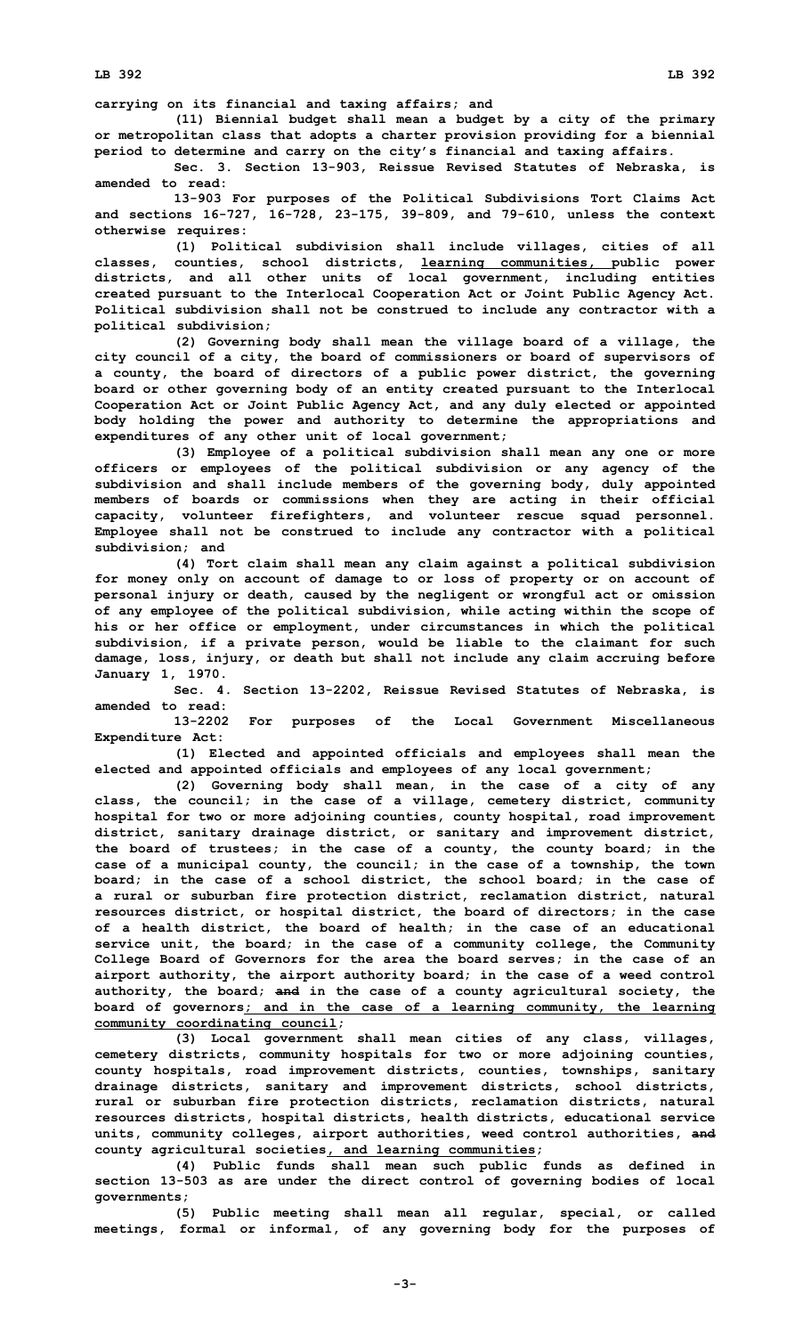carrying on its financial and taxing affairs; and

(11) Biennial budget shall mean a budget by a city of the primary or metropolitan class that adopts a charter provision providing for a biennial period to determine and carry on the city's financial and taxing affairs.

Sec. 3. Section 13-903, Reissue Revised Statutes of Nebraska, is amended to read:

13-903 For purposes of the Political Subdivisions Tort Claims Act and sections 16-727, 16-728, 23-175, 39-809, and 79-610, unless the context otherwise requires:

(1) Political subdivision shall include villages, cities of all classes, counties, school districts, learning communities, public power districts, and all other units of local government, including entities created pursuant to the Interlocal Cooperation Act or Joint Public Agency Act. Political subdivision shall not be construed to include any contractor with a political subdivision;

(2) Governing body shall mean the village board of a village, the city council of a city, the board of commissioners or board of supervisors of a county, the board of directors of a public power district, the governing board or other governing body of an entity created pursuant to the Interlocal Cooperation Act or Joint Public Agency Act, and any duly elected or appointed body holding the power and authority to determine the appropriations and expenditures of any other unit of local government;

(3) Employee of a political subdivision shall mean any one or more officers or employees of the political subdivision or any agency of the subdivision and shall include members of the governing body, duly appointed members of boards or commissions when they are acting in their official capacity, volunteer firefighters, and volunteer rescue squad personnel. Employee shall not be construed to include any contractor with a political subdivision; and

(4) Tort claim shall mean any claim against a political subdivision for money only on account of damage to or loss of property or on account of personal injury or death, caused by the negligent or wrongful act or omission of any employee of the political subdivision, while acting within the scope of his or her office or employment, under circumstances in which the political subdivision, if a private person, would be liable to the claimant for such damage, loss, injury, or death but shall not include any claim accruing before January 1, 1970.

Sec. 4. Section 13-2202, Reissue Revised Statutes of Nebraska, is amended to read:

13-2202 For purposes of the Local Government Miscellaneous Expenditure Act:

(1) Elected and appointed officials and employees shall mean the elected and appointed officials and employees of any local government;

(2) Governing body shall mean, in the case of a city of any class, the council; in the case of a village, cemetery district, community hospital for two or more adjoining counties, county hospital, road improvement district, sanitary drainage district, or sanitary and improvement district, the board of trustees; in the case of a county, the county board; in the case of a municipal county, the council; in the case of a township, the town board; in the case of a school district, the school board; in the case of a rural or suburban fire protection district, reclamation district, natural resources district, or hospital district, the board of directors; in the case of a health district, the board of health; in the case of an educational service unit, the board; in the case of a community college, the Community College Board of Governors for the area the board serves; in the case of an airport authority, the airport authority board; in the case of a weed control authority, the board; ~~and~~ in the case of a county agricultural society, the board of governors; and in the case of a learning community, the learning community coordinating council;

(3) Local government shall mean cities of any class, villages, cemetery districts, community hospitals for two or more adjoining counties, county hospitals, road improvement districts, counties, townships, sanitary drainage districts, sanitary and improvement districts, school districts, rural or suburban fire protection districts, reclamation districts, natural resources districts, hospital districts, health districts, educational service units, community colleges, airport authorities, weed control authorities, ~~and~~ county agricultural societies, and learning communities;

(4) Public funds shall mean such public funds as defined in section 13-503 as are under the direct control of governing bodies of local governments;

(5) Public meeting shall mean all regular, special, or called meetings, formal or informal, of any governing body for the purposes of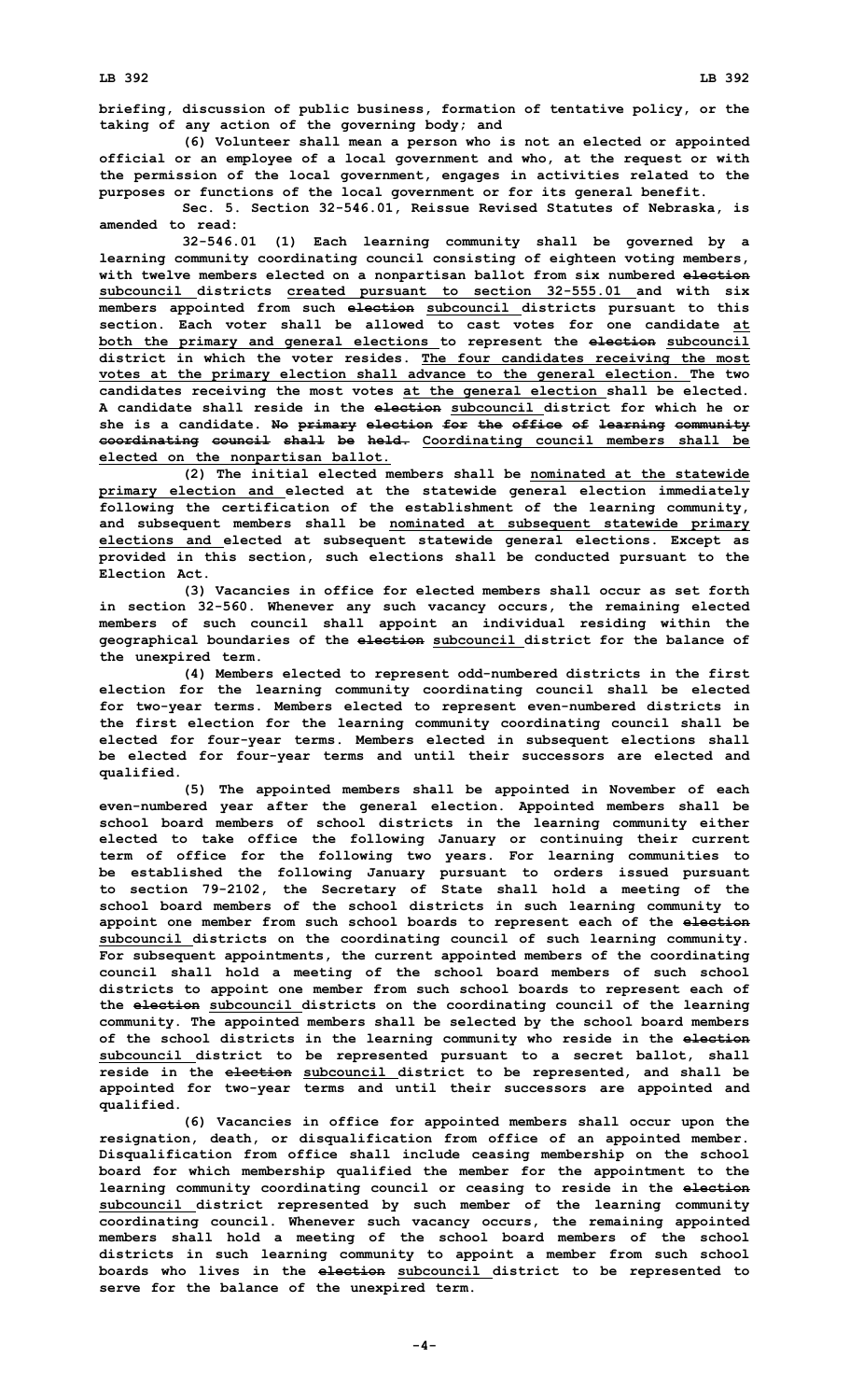**briefing, discussion of public business, formation of tentative policy, or the taking of any action of the governing body; and**

**(6) Volunteer shall mean a person who is not an elected or appointed official or an employee of a local government and who, at the request or with the permission of the local government, engages in activities related to the purposes or functions of the local government or for its general benefit.**

**Sec. 5. Section 32-546.01, Reissue Revised Statutes of Nebraska, is amended to read:**

**32-546.01 (1) Each learning community shall be governed by a learning community coordinating council consisting of eighteen voting members, with twelve members elected on a nonpartisan ballot from six numbered ~~election~~ subcouncil districts created pursuant to section 32-555.01 and with six members appointed from such ~~election~~ subcouncil districts pursuant to this section. Each voter shall be allowed to cast votes for one candidate at both the primary and general elections to represent the ~~election~~ subcouncil district in which the voter resides. The four candidates receiving the most votes at the primary election shall advance to the general election. The two candidates receiving the most votes at the general election shall be elected. A candidate shall reside in the ~~election~~ subcouncil district for which he or she is a candidate. ~~No primary election for the office of learning community coordinating council shall be held.~~ Coordinating council members shall be elected on the nonpartisan ballot.**

**(2) The initial elected members shall be nominated at the statewide primary election and elected at the statewide general election immediately following the certification of the establishment of the learning community, and subsequent members shall be nominated at subsequent statewide primary elections and elected at subsequent statewide general elections. Except as provided in this section, such elections shall be conducted pursuant to the Election Act.**

**(3) Vacancies in office for elected members shall occur as set forth in section 32-560. Whenever any such vacancy occurs, the remaining elected members of such council shall appoint an individual residing within the geographical boundaries of the ~~election~~ subcouncil district for the balance of the unexpired term.**

**(4) Members elected to represent odd-numbered districts in the first election for the learning community coordinating council shall be elected for two-year terms. Members elected to represent even-numbered districts in the first election for the learning community coordinating council shall be elected for four-year terms. Members elected in subsequent elections shall be elected for four-year terms and until their successors are elected and qualified.**

**(5) The appointed members shall be appointed in November of each even-numbered year after the general election. Appointed members shall be school board members of school districts in the learning community either elected to take office the following January or continuing their current term of office for the following two years. For learning communities to be established the following January pursuant to orders issued pursuant to section 79-2102, the Secretary of State shall hold a meeting of the school board members of the school districts in such learning community to appoint one member from such school boards to represent each of the ~~election~~ subcouncil districts on the coordinating council of such learning community. For subsequent appointments, the current appointed members of the coordinating council shall hold a meeting of the school board members of such school districts to appoint one member from such school boards to represent each of the ~~election~~ subcouncil districts on the coordinating council of the learning community. The appointed members shall be selected by the school board members of the school districts in the learning community who reside in the ~~election~~ subcouncil district to be represented pursuant to a secret ballot, shall reside in the ~~election~~ subcouncil district to be represented, and shall be appointed for two-year terms and until their successors are appointed and qualified.**

**(6) Vacancies in office for appointed members shall occur upon the resignation, death, or disqualification from office of an appointed member. Disqualification from office shall include ceasing membership on the school board for which membership qualified the member for the appointment to the learning community coordinating council or ceasing to reside in the ~~election~~ subcouncil district represented by such member of the learning community coordinating council. Whenever such vacancy occurs, the remaining appointed members shall hold a meeting of the school board members of the school districts in such learning community to appoint a member from such school boards who lives in the ~~election~~ subcouncil district to be represented to serve for the balance of the unexpired term.**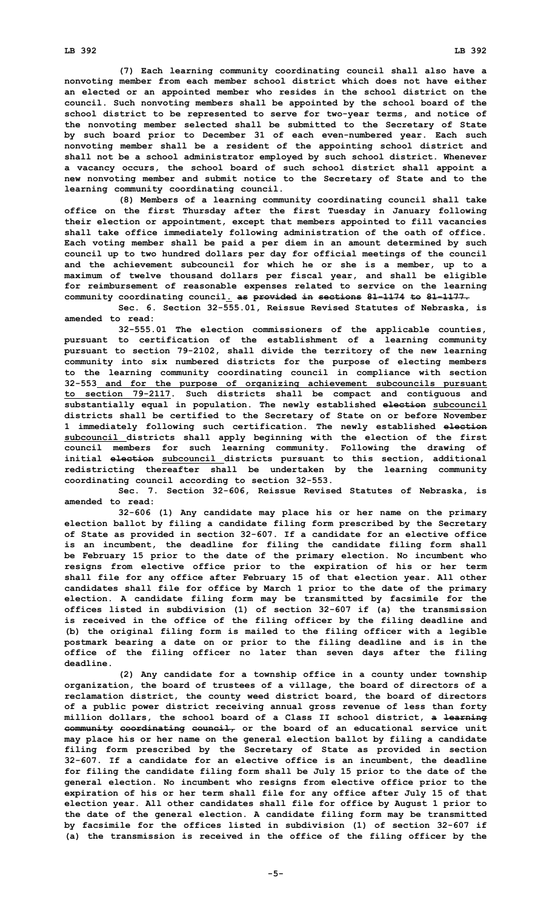(7) Each learning community coordinating council shall also have a nonvoting member from each member school district which does not have either an elected or an appointed member who resides in the school district on the council. Such nonvoting members shall be appointed by the school board of the school district to be represented to serve for two-year terms, and notice of the nonvoting member selected shall be submitted to the Secretary of State by such board prior to December 31 of each even-numbered year. Each such nonvoting member shall be a resident of the appointing school district and shall not be a school administrator employed by such school district. Whenever a vacancy occurs, the school board of such school district shall appoint a new nonvoting member and submit notice to the Secretary of State and to the learning community coordinating council.

(8) Members of a learning community coordinating council shall take office on the first Thursday after the first Tuesday in January following their election or appointment, except that members appointed to fill vacancies shall take office immediately following administration of the oath of office. Each voting member shall be paid a per diem in an amount determined by such council up to two hundred dollars per day for official meetings of the council and the achievement subcouncil for which he or she is a member, up to a maximum of twelve thousand dollars per fiscal year, and shall be eligible for reimbursement of reasonable expenses related to service on the learning community coordinating council. ~~as provided in sections 81-1174 to 81-1177.~~

Sec. 6. Section 32-555.01, Reissue Revised Statutes of Nebraska, is amended to read:

32-555.01 The election commissioners of the applicable counties, pursuant to certification of the establishment of a learning community pursuant to section 79-2102, shall divide the territory of the new learning community into six numbered districts for the purpose of electing members to the learning community coordinating council in compliance with section 32-553 and for the purpose of organizing achievement subcouncils pursuant to section 79-2117. Such districts shall be compact and contiguous and substantially equal in population. The newly established ~~election~~ subcouncil districts shall be certified to the Secretary of State on or before November 1 immediately following such certification. The newly established ~~election~~ subcouncil districts shall apply beginning with the election of the first council members for such learning community. Following the drawing of initial ~~election~~ subcouncil districts pursuant to this section, additional redistricting thereafter shall be undertaken by the learning community coordinating council according to section 32-553.

Sec. 7. Section 32-606, Reissue Revised Statutes of Nebraska, is amended to read:

32-606 (1) Any candidate may place his or her name on the primary election ballot by filing a candidate filing form prescribed by the Secretary of State as provided in section 32-607. If a candidate for an elective office is an incumbent, the deadline for filing the candidate filing form shall be February 15 prior to the date of the primary election. No incumbent who resigns from elective office prior to the expiration of his or her term shall file for any office after February 15 of that election year. All other candidates shall file for office by March 1 prior to the date of the primary election. A candidate filing form may be transmitted by facsimile for the offices listed in subdivision (1) of section 32-607 if (a) the transmission is received in the office of the filing officer by the filing deadline and (b) the original filing form is mailed to the filing officer with a legible postmark bearing a date on or prior to the filing deadline and is in the office of the filing officer no later than seven days after the filing deadline.

(2) Any candidate for a township office in a county under township organization, the board of trustees of a village, the board of directors of a reclamation district, the county weed district board, the board of directors of a public power district receiving annual gross revenue of less than forty million dollars, the school board of a Class II school district, ~~a learning community coordinating council,~~ or the board of an educational service unit may place his or her name on the general election ballot by filing a candidate filing form prescribed by the Secretary of State as provided in section 32-607. If a candidate for an elective office is an incumbent, the deadline for filing the candidate filing form shall be July 15 prior to the date of the general election. No incumbent who resigns from elective office prior to the expiration of his or her term shall file for any office after July 15 of that election year. All other candidates shall file for office by August 1 prior to the date of the general election. A candidate filing form may be transmitted by facsimile for the offices listed in subdivision (1) of section 32-607 if (a) the transmission is received in the office of the filing officer by the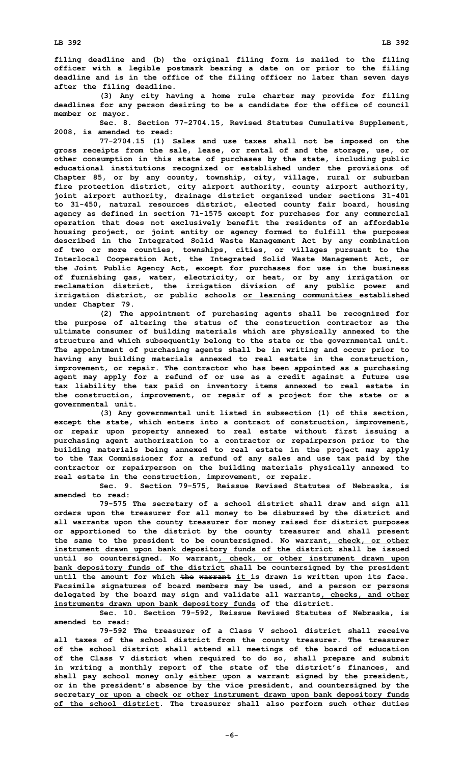filing deadline and (b) the original filing form is mailed to the filing officer with a legible postmark bearing a date on or prior to the filing deadline and is in the office of the filing officer no later than seven days after the filing deadline.

(3) Any city having a home rule charter may provide for filing deadlines for any person desiring to be a candidate for the office of council member or mayor.

Sec. 8. Section 77-2704.15, Revised Statutes Cumulative Supplement, 2008, is amended to read:

77-2704.15 (1) Sales and use taxes shall not be imposed on the gross receipts from the sale, lease, or rental of and the storage, use, or other consumption in this state of purchases by the state, including public educational institutions recognized or established under the provisions of Chapter 85, or by any county, township, city, village, rural or suburban fire protection district, city airport authority, county airport authority, joint airport authority, drainage district organized under sections 31-401 to 31-450, natural resources district, elected county fair board, housing agency as defined in section 71-1575 except for purchases for any commercial operation that does not exclusively benefit the residents of an affordable housing project, or joint entity or agency formed to fulfill the purposes described in the Integrated Solid Waste Management Act by any combination of two or more counties, townships, cities, or villages pursuant to the Interlocal Cooperation Act, the Integrated Solid Waste Management Act, or the Joint Public Agency Act, except for purchases for use in the business of furnishing gas, water, electricity, or heat, or by any irrigation or reclamation district, the irrigation division of any public power and irrigation district, or public schools or learning communities established under Chapter 79.

(2) The appointment of purchasing agents shall be recognized for the purpose of altering the status of the construction contractor as the ultimate consumer of building materials which are physically annexed to the structure and which subsequently belong to the state or the governmental unit. The appointment of purchasing agents shall be in writing and occur prior to having any building materials annexed to real estate in the construction, improvement, or repair. The contractor who has been appointed as a purchasing agent may apply for a refund of or use as a credit against a future use tax liability the tax paid on inventory items annexed to real estate in the construction, improvement, or repair of a project for the state or a governmental unit.

(3) Any governmental unit listed in subsection (1) of this section, except the state, which enters into a contract of construction, improvement, or repair upon property annexed to real estate without first issuing a purchasing agent authorization to a contractor or repairperson prior to the building materials being annexed to real estate in the project may apply to the Tax Commissioner for a refund of any sales and use tax paid by the contractor or repairperson on the building materials physically annexed to real estate in the construction, improvement, or repair.

Sec. 9. Section 79-575, Reissue Revised Statutes of Nebraska, is amended to read:

79-575 The secretary of a school district shall draw and sign all orders upon the treasurer for all money to be disbursed by the district and all warrants upon the county treasurer for money raised for district purposes or apportioned to the district by the county treasurer and shall present the same to the president to be countersigned. No warrant, check, or other instrument drawn upon bank depository funds of the district shall be issued until so countersigned. No warrant, check, or other instrument drawn upon bank depository funds of the district shall be countersigned by the president until the amount for which ~~the warrant~~ it is drawn is written upon its face. Facsimile signatures of board members may be used, and a person or persons delegated by the board may sign and validate all warrants, checks, and other instruments drawn upon bank depository funds of the district.

Sec. 10. Section 79-592, Reissue Revised Statutes of Nebraska, is amended to read:

79-592 The treasurer of a Class V school district shall receive all taxes of the school district from the county treasurer. The treasurer of the school district shall attend all meetings of the board of education of the Class V district when required to do so, shall prepare and submit in writing a monthly report of the state of the district's finances, and shall pay school money ~~only~~ either upon a warrant signed by the president, or in the president's absence by the vice president, and countersigned by the secretary or upon a check or other instrument drawn upon bank depository funds of the school district. The treasurer shall also perform such other duties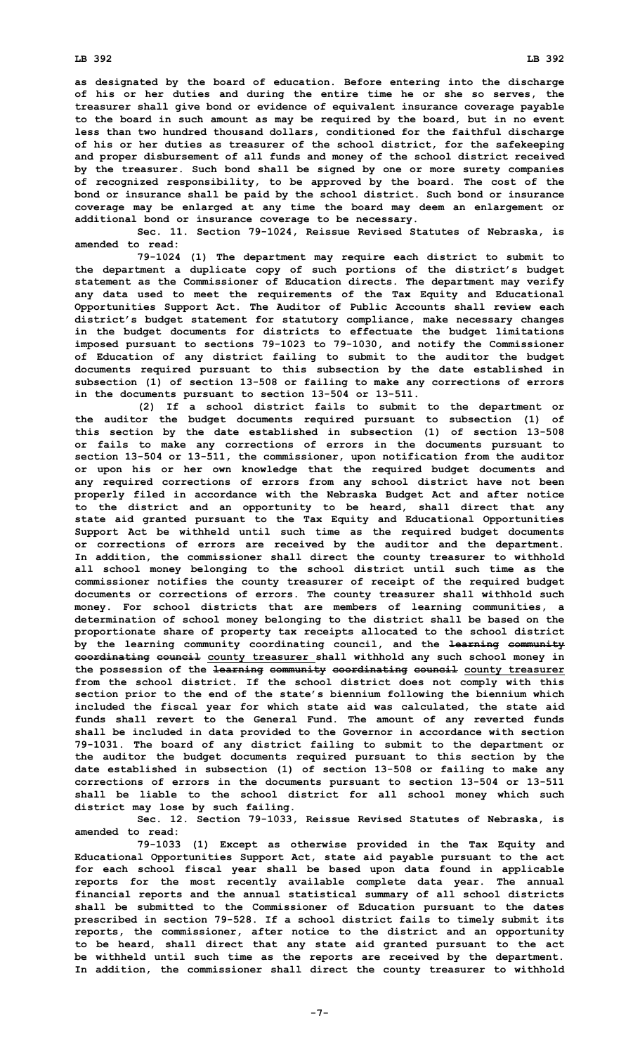as designated by the board of education. Before entering into the discharge of his or her duties and during the entire time he or she so serves, the treasurer shall give bond or evidence of equivalent insurance coverage payable to the board in such amount as may be required by the board, but in no event less than two hundred thousand dollars, conditioned for the faithful discharge of his or her duties as treasurer of the school district, for the safekeeping and proper disbursement of all funds and money of the school district received by the treasurer. Such bond shall be signed by one or more surety companies of recognized responsibility, to be approved by the board. The cost of the bond or insurance shall be paid by the school district. Such bond or insurance coverage may be enlarged at any time the board may deem an enlargement or additional bond or insurance coverage to be necessary.

Sec. 11. Section 79-1024, Reissue Revised Statutes of Nebraska, is amended to read:

79-1024 (1) The department may require each district to submit to the department a duplicate copy of such portions of the district's budget statement as the Commissioner of Education directs. The department may verify any data used to meet the requirements of the Tax Equity and Educational Opportunities Support Act. The Auditor of Public Accounts shall review each district's budget statement for statutory compliance, make necessary changes in the budget documents for districts to effectuate the budget limitations imposed pursuant to sections 79-1023 to 79-1030, and notify the Commissioner of Education of any district failing to submit to the auditor the budget documents required pursuant to this subsection by the date established in subsection (1) of section 13-508 or failing to make any corrections of errors in the documents pursuant to section 13-504 or 13-511.

(2) If a school district fails to submit to the department or the auditor the budget documents required pursuant to subsection (1) of this section by the date established in subsection (1) of section 13-508 or fails to make any corrections of errors in the documents pursuant to section 13-504 or 13-511, the commissioner, upon notification from the auditor or upon his or her own knowledge that the required budget documents and any required corrections of errors from any school district have not been properly filed in accordance with the Nebraska Budget Act and after notice to the district and an opportunity to be heard, shall direct that any state aid granted pursuant to the Tax Equity and Educational Opportunities Support Act be withheld until such time as the required budget documents or corrections of errors are received by the auditor and the department. In addition, the commissioner shall direct the county treasurer to withhold all school money belonging to the school district until such time as the commissioner notifies the county treasurer of receipt of the required budget documents or corrections of errors. The county treasurer shall withhold such money. For school districts that are members of learning communities, a determination of school money belonging to the district shall be based on the proportionate share of property tax receipts allocated to the school district by the learning community coordinating council, and the ~~learning community coordinating council~~ county treasurer shall withhold any such school money in the possession of the ~~learning community coordinating council~~ county treasurer from the school district. If the school district does not comply with this section prior to the end of the state's biennium following the biennium which included the fiscal year for which state aid was calculated, the state aid funds shall revert to the General Fund. The amount of any reverted funds shall be included in data provided to the Governor in accordance with section 79-1031. The board of any district failing to submit to the department or the auditor the budget documents required pursuant to this section by the date established in subsection (1) of section 13-508 or failing to make any corrections of errors in the documents pursuant to section 13-504 or 13-511 shall be liable to the school district for all school money which such district may lose by such failing.

Sec. 12. Section 79-1033, Reissue Revised Statutes of Nebraska, is amended to read:

79-1033 (1) Except as otherwise provided in the Tax Equity and Educational Opportunities Support Act, state aid payable pursuant to the act for each school fiscal year shall be based upon data found in applicable reports for the most recently available complete data year. The annual financial reports and the annual statistical summary of all school districts shall be submitted to the Commissioner of Education pursuant to the dates prescribed in section 79-528. If a school district fails to timely submit its reports, the commissioner, after notice to the district and an opportunity to be heard, shall direct that any state aid granted pursuant to the act be withheld until such time as the reports are received by the department. In addition, the commissioner shall direct the county treasurer to withhold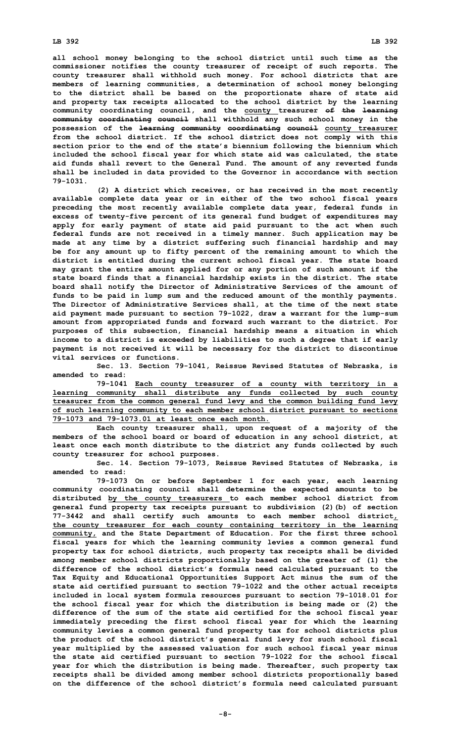all school money belonging to the school district until such time as the commissioner notifies the county treasurer of receipt of such reports. The county treasurer shall withhold such money. For school districts that are members of learning communities, a determination of school money belonging to the district shall be based on the proportionate share of state aid and property tax receipts allocated to the school district by the learning community coordinating council, and the county treasurer ~~of the learning community coordinating council~~ shall withhold any such school money in the possession of the ~~learning community coordinating council~~ county treasurer from the school district. If the school district does not comply with this section prior to the end of the state's biennium following the biennium which included the school fiscal year for which state aid was calculated, the state aid funds shall revert to the General Fund. The amount of any reverted funds shall be included in data provided to the Governor in accordance with section 79-1031.

(2) A district which receives, or has received in the most recently available complete data year or in either of the two school fiscal years preceding the most recently available complete data year, federal funds in excess of twenty-five percent of its general fund budget of expenditures may apply for early payment of state aid paid pursuant to the act when such federal funds are not received in a timely manner. Such application may be made at any time by a district suffering such financial hardship and may be for any amount up to fifty percent of the remaining amount to which the district is entitled during the current school fiscal year. The state board may grant the entire amount applied for or any portion of such amount if the state board finds that a financial hardship exists in the district. The state board shall notify the Director of Administrative Services of the amount of funds to be paid in lump sum and the reduced amount of the monthly payments. The Director of Administrative Services shall, at the time of the next state aid payment made pursuant to section 79-1022, draw a warrant for the lump-sum amount from appropriated funds and forward such warrant to the district. For purposes of this subsection, financial hardship means a situation in which income to a district is exceeded by liabilities to such a degree that if early payment is not received it will be necessary for the district to discontinue vital services or functions.

Sec. 13. Section 79-1041, Reissue Revised Statutes of Nebraska, is amended to read:

79-1041 Each county treasurer of a county with territory in a learning community shall distribute any funds collected by such county treasurer from the common general fund levy and the common building fund levy of such learning community to each member school district pursuant to sections 79-1073 and 79-1073.01 at least once each month.

Each county treasurer shall, upon request of a majority of the members of the school board or board of education in any school district, at least once each month distribute to the district any funds collected by such county treasurer for school purposes.

Sec. 14. Section 79-1073, Reissue Revised Statutes of Nebraska, is amended to read:

79-1073 On or before September 1 for each year, each learning community coordinating council shall determine the expected amounts to be distributed by the county treasurers to each member school district from general fund property tax receipts pursuant to subdivision (2)(b) of section 77-3442 and shall certify such amounts to each member school district, the county treasurer for each county containing territory in the learning community, and the State Department of Education. For the first three school fiscal years for which the learning community levies a common general fund property tax for school districts, such property tax receipts shall be divided among member school districts proportionally based on the greater of (1) the difference of the school district's formula need calculated pursuant to the Tax Equity and Educational Opportunities Support Act minus the sum of the state aid certified pursuant to section 79-1022 and the other actual receipts included in local system formula resources pursuant to section 79-1018.01 for the school fiscal year for which the distribution is being made or (2) the difference of the sum of the state aid certified for the school fiscal year immediately preceding the first school fiscal year for which the learning community levies a common general fund property tax for school districts plus the product of the school district's general fund levy for such school fiscal year multiplied by the assessed valuation for such school fiscal year minus the state aid certified pursuant to section 79-1022 for the school fiscal year for which the distribution is being made. Thereafter, such property tax receipts shall be divided among member school districts proportionally based on the difference of the school district's formula need calculated pursuant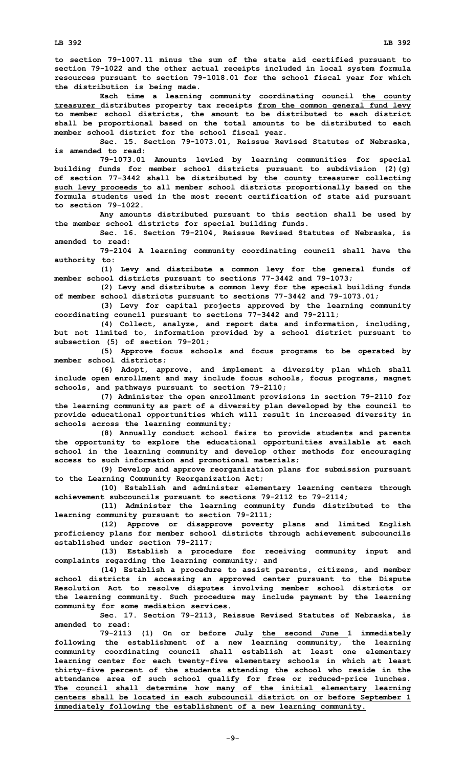to section 79-1007.11 minus the sum of the state aid certified pursuant to section 79-1022 and the other actual receipts included in local system formula resources pursuant to section 79-1018.01 for the school fiscal year for which the distribution is being made.

Each time ~~a learning community coordinating council~~ the county treasurer distributes property tax receipts from the common general fund levy to member school districts, the amount to be distributed to each district shall be proportional based on the total amounts to be distributed to each member school district for the school fiscal year.

Sec. 15. Section 79-1073.01, Reissue Revised Statutes of Nebraska, is amended to read:

79-1073.01 Amounts levied by learning communities for special building funds for member school districts pursuant to subdivision (2)(g) of section 77-3442 shall be distributed by the county treasurer collecting such levy proceeds to all member school districts proportionally based on the formula students used in the most recent certification of state aid pursuant to section 79-1022.

Any amounts distributed pursuant to this section shall be used by the member school districts for special building funds.

Sec. 16. Section 79-2104, Reissue Revised Statutes of Nebraska, is amended to read:

79-2104 A learning community coordinating council shall have the authority to:

(1) Levy ~~and distribute~~ a common levy for the general funds of member school districts pursuant to sections 77-3442 and 79-1073;

(2) Levy ~~and distribute~~ a common levy for the special building funds of member school districts pursuant to sections 77-3442 and 79-1073.01;

(3) Levy for capital projects approved by the learning community coordinating council pursuant to sections 77-3442 and 79-2111;

(4) Collect, analyze, and report data and information, including, but not limited to, information provided by a school district pursuant to subsection (5) of section 79-201;

(5) Approve focus schools and focus programs to be operated by member school districts;

(6) Adopt, approve, and implement a diversity plan which shall include open enrollment and may include focus schools, focus programs, magnet schools, and pathways pursuant to section 79-2110;

(7) Administer the open enrollment provisions in section 79-2110 for the learning community as part of a diversity plan developed by the council to provide educational opportunities which will result in increased diversity in schools across the learning community;

(8) Annually conduct school fairs to provide students and parents the opportunity to explore the educational opportunities available at each school in the learning community and develop other methods for encouraging access to such information and promotional materials;

(9) Develop and approve reorganization plans for submission pursuant to the Learning Community Reorganization Act;

(10) Establish and administer elementary learning centers through achievement subcouncils pursuant to sections 79-2112 to 79-2114;

(11) Administer the learning community funds distributed to the learning community pursuant to section 79-2111;

(12) Approve or disapprove poverty plans and limited English proficiency plans for member school districts through achievement subcouncils established under section 79-2117;

(13) Establish a procedure for receiving community input and complaints regarding the learning community; and

(14) Establish a procedure to assist parents, citizens, and member school districts in accessing an approved center pursuant to the Dispute Resolution Act to resolve disputes involving member school districts or the learning community. Such procedure may include payment by the learning community for some mediation services.

Sec. 17. Section 79-2113, Reissue Revised Statutes of Nebraska, is amended to read:

79-2113 (1) On or before ~~July~~ the second June 1 immediately following the establishment of a new learning community, the learning community coordinating council shall establish at least one elementary learning center for each twenty-five elementary schools in which at least thirty-five percent of the students attending the school who reside in the attendance area of such school qualify for free or reduced-price lunches. The council shall determine how many of the initial elementary learning centers shall be located in each subcouncil district on or before September 1 immediately following the establishment of a new learning community.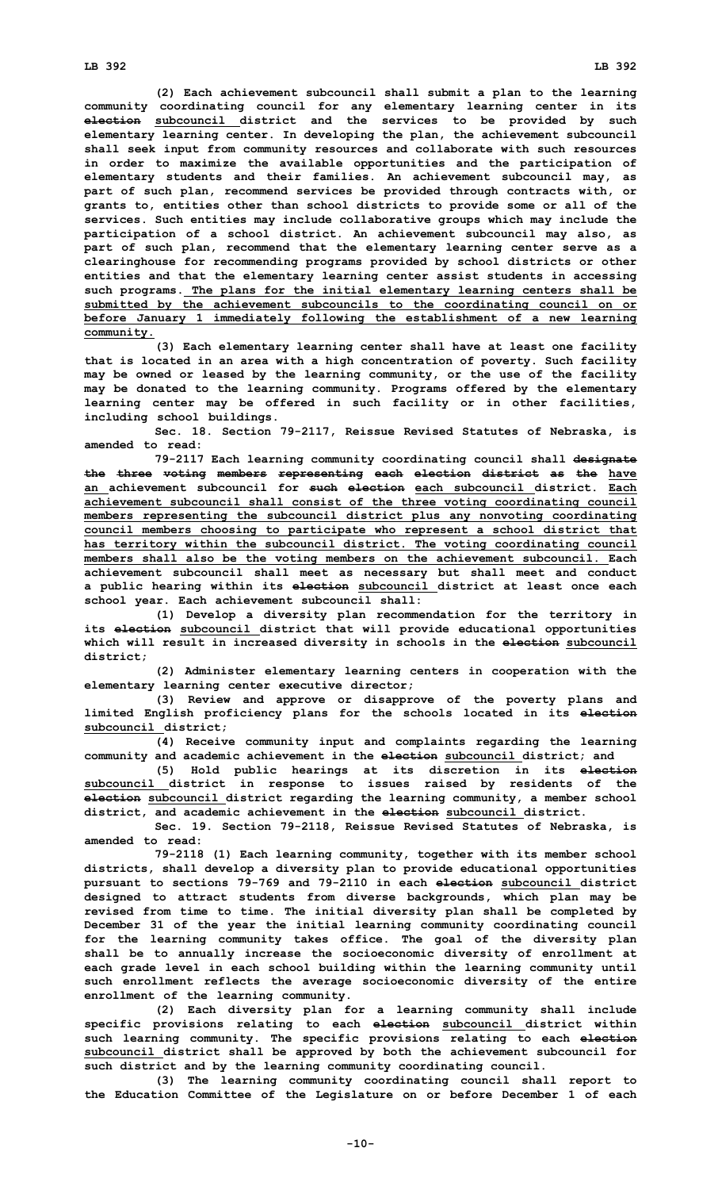(2) Each achievement subcouncil shall submit a plan to the learning community coordinating council for any elementary learning center in its ~~election~~ subcouncil district and the services to be provided by such elementary learning center. In developing the plan, the achievement subcouncil shall seek input from community resources and collaborate with such resources in order to maximize the available opportunities and the participation of elementary students and their families. An achievement subcouncil may, as part of such plan, recommend services be provided through contracts with, or grants to, entities other than school districts to provide some or all of the services. Such entities may include collaborative groups which may include the participation of a school district. An achievement subcouncil may also, as part of such plan, recommend that the elementary learning center serve as a clearinghouse for recommending programs provided by school districts or other entities and that the elementary learning center assist students in accessing such programs. The plans for the initial elementary learning centers shall be submitted by the achievement subcouncils to the coordinating council on or before January 1 immediately following the establishment of a new learning community.

(3) Each elementary learning center shall have at least one facility that is located in an area with a high concentration of poverty. Such facility may be owned or leased by the learning community, or the use of the facility may be donated to the learning community. Programs offered by the elementary learning center may be offered in such facility or in other facilities, including school buildings.

Sec. 18. Section 79-2117, Reissue Revised Statutes of Nebraska, is amended to read:

79-2117 Each learning community coordinating council shall ~~designate the three voting members representing each election district as the~~ have an achievement subcouncil for ~~such election~~ each subcouncil district. Each achievement subcouncil shall consist of the three voting coordinating council members representing the subcouncil district plus any nonvoting coordinating council members choosing to participate who represent a school district that has territory within the subcouncil district. The voting coordinating council members shall also be the voting members on the achievement subcouncil. Each achievement subcouncil shall meet as necessary but shall meet and conduct a public hearing within its ~~election~~ subcouncil district at least once each school year. Each achievement subcouncil shall:

(1) Develop a diversity plan recommendation for the territory in its ~~election~~ subcouncil district that will provide educational opportunities which will result in increased diversity in schools in the ~~election~~ subcouncil district;

(2) Administer elementary learning centers in cooperation with the elementary learning center executive director;

(3) Review and approve or disapprove of the poverty plans and limited English proficiency plans for the schools located in its ~~election~~ subcouncil district;

(4) Receive community input and complaints regarding the learning community and academic achievement in the ~~election~~ subcouncil district; and

(5) Hold public hearings at its discretion in its ~~election~~ subcouncil district in response to issues raised by residents of the ~~election~~ subcouncil district regarding the learning community, a member school district, and academic achievement in the ~~election~~ subcouncil district.

Sec. 19. Section 79-2118, Reissue Revised Statutes of Nebraska, is amended to read:

79-2118 (1) Each learning community, together with its member school districts, shall develop a diversity plan to provide educational opportunities pursuant to sections 79-769 and 79-2110 in each ~~election~~ subcouncil district designed to attract students from diverse backgrounds, which plan may be revised from time to time. The initial diversity plan shall be completed by December 31 of the year the initial learning community coordinating council for the learning community takes office. The goal of the diversity plan shall be to annually increase the socioeconomic diversity of enrollment at each grade level in each school building within the learning community until such enrollment reflects the average socioeconomic diversity of the entire enrollment of the learning community.

(2) Each diversity plan for a learning community shall include specific provisions relating to each ~~election~~ subcouncil district within such learning community. The specific provisions relating to each ~~election~~ subcouncil district shall be approved by both the achievement subcouncil for such district and by the learning community coordinating council.

(3) The learning community coordinating council shall report to the Education Committee of the Legislature on or before December 1 of each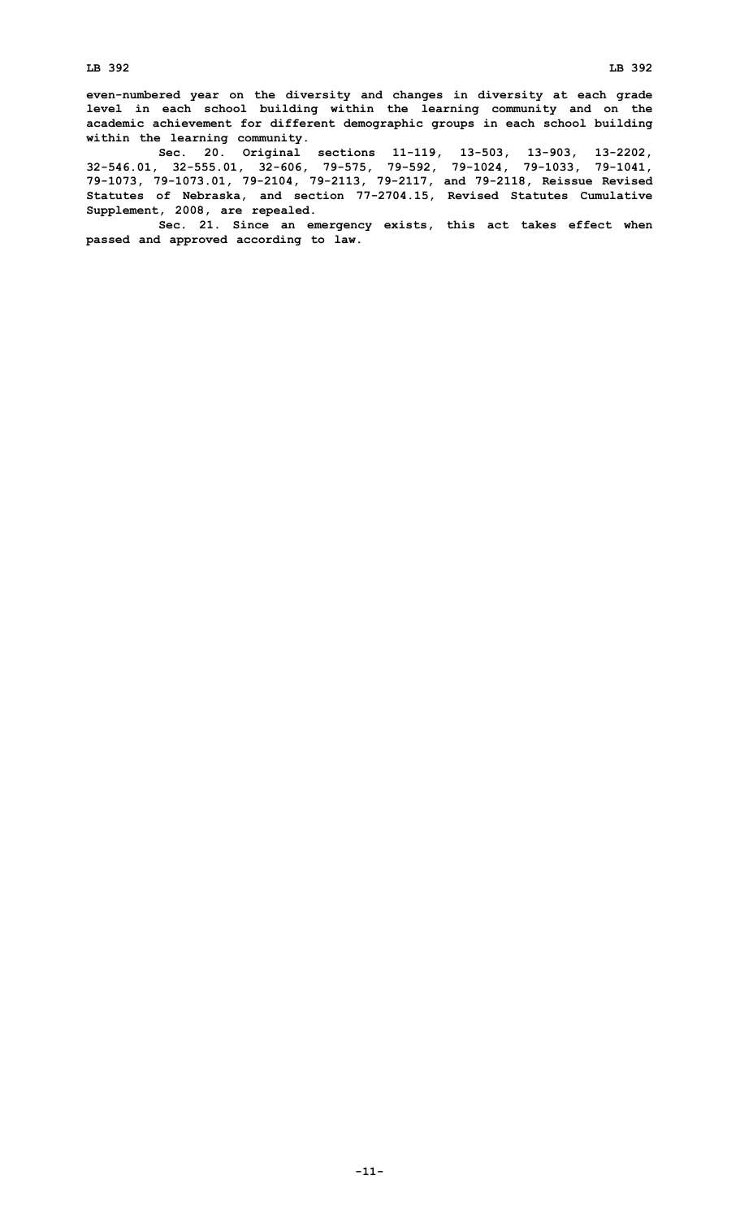even-numbered year on the diversity and changes in diversity at each grade level in each school building within the learning community and on the academic achievement for different demographic groups in each school building within the learning community.

Sec. 20. Original sections 11-119, 13-503, 13-903, 13-2202, 32-546.01, 32-555.01, 32-606, 79-575, 79-592, 79-1024, 79-1033, 79-1041, 79-1073, 79-1073.01, 79-2104, 79-2113, 79-2117, and 79-2118, Reissue Revised Statutes of Nebraska, and section 77-2704.15, Revised Statutes Cumulative Supplement, 2008, are repealed.

Sec. 21. Since an emergency exists, this act takes effect when passed and approved according to law.